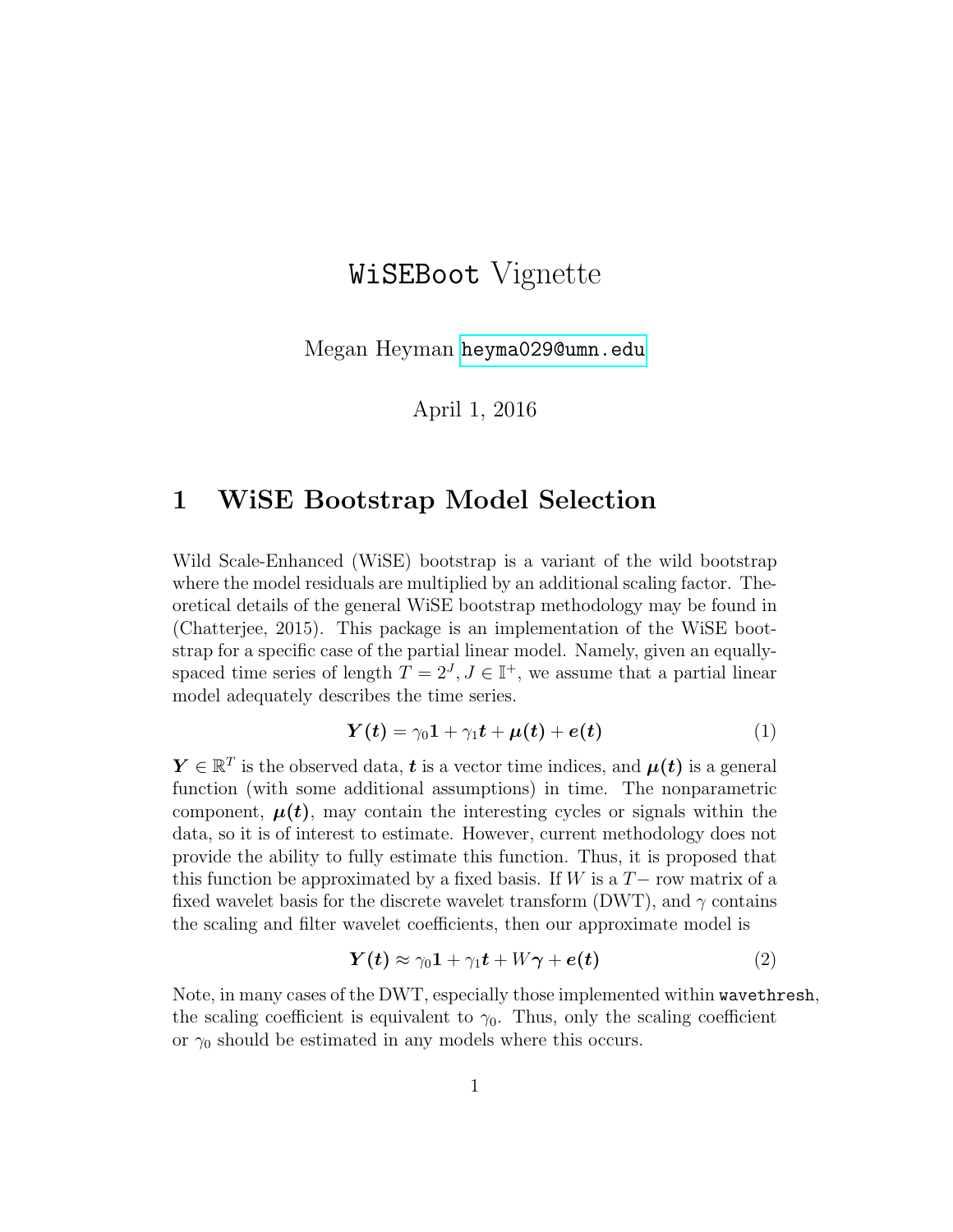# `WiSEBoot` Vignette

Megan Heyman heyma029@umn.edu

April 1, 2016

## 1 WiSE Bootstrap Model Selection

Wild Scale-Enhanced (WiSE) bootstrap is a variant of the wild bootstrap where the model residuals are multiplied by an additional scaling factor. Theoretical details of the general WiSE bootstrap methodology may be found in (Chatterjee, 2015). This package is an implementation of the WiSE bootstrap for a specific case of the partial linear model. Namely, given an equally-spaced time series of length $T = 2^J, J \in \mathbb{I}^+$, we assume that a partial linear model adequately describes the time series.

$$\boldsymbol{Y(t)} = \gamma_0 \mathbf{1} + \gamma_1 \boldsymbol{t} + \boldsymbol{\mu(t)} + \boldsymbol{e(t)} \tag{1}$$

$\boldsymbol{Y} \in \mathbb{R}^T$ is the observed data, $\boldsymbol{t}$ is a vector time indices, and $\boldsymbol{\mu(t)}$ is a general function (with some additional assumptions) in time. The nonparametric component, $\boldsymbol{\mu(t)}$, may contain the interesting cycles or signals within the data, so it is of interest to estimate. However, current methodology does not provide the ability to fully estimate this function. Thus, it is proposed that this function be approximated by a fixed basis. If $W$ is a $T-$ row matrix of a fixed wavelet basis for the discrete wavelet transform (DWT), and $\gamma$ contains the scaling and filter wavelet coefficients, then our approximate model is

$$\boldsymbol{Y(t)} \approx \gamma_0 \mathbf{1} + \gamma_1 \boldsymbol{t} + W\boldsymbol{\gamma} + \boldsymbol{e(t)} \tag{2}$$

Note, in many cases of the DWT, especially those implemented within `wavethresh`, the scaling coefficient is equivalent to $\gamma_0$. Thus, only the scaling coefficient or $\gamma_0$ should be estimated in any models where this occurs.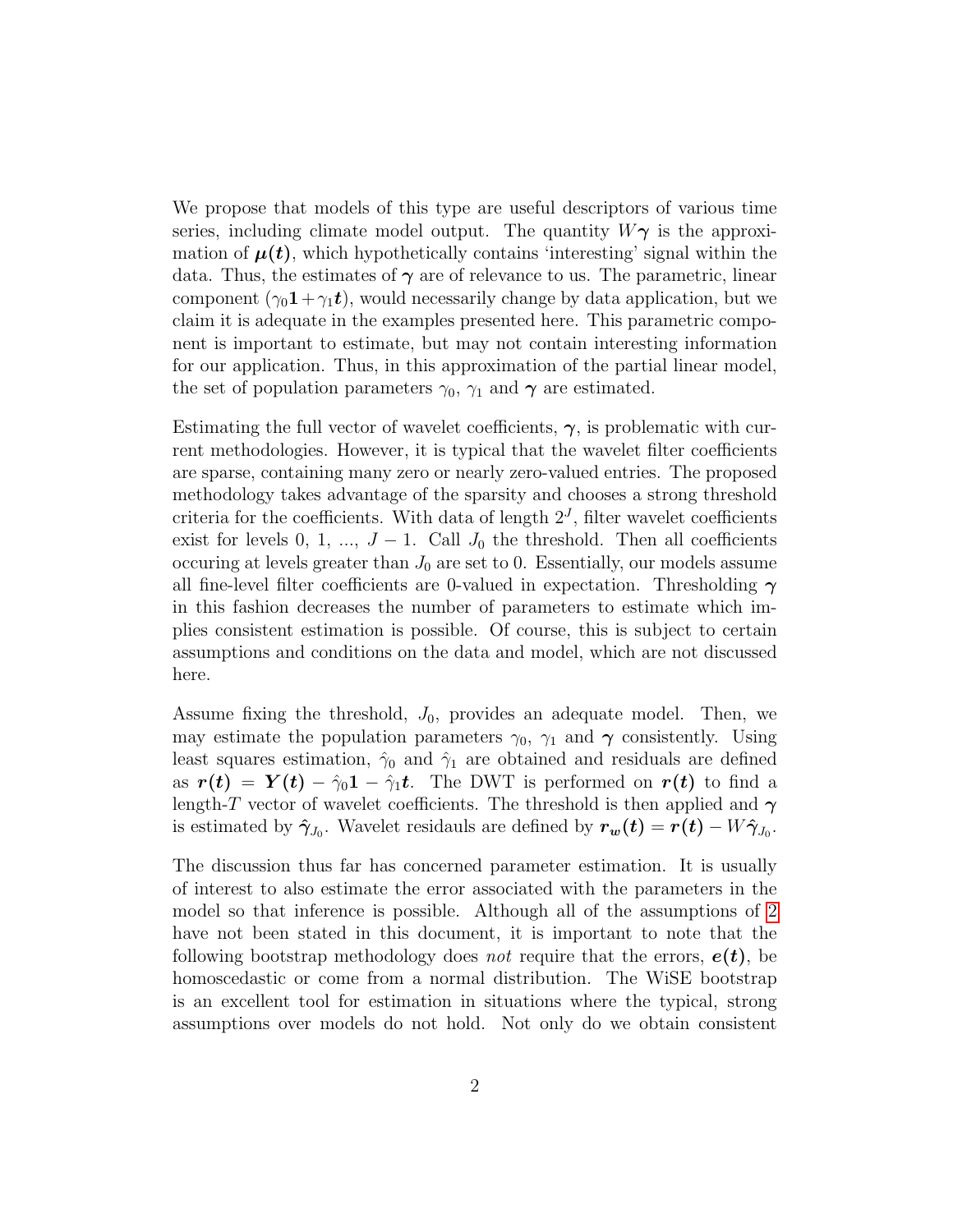We propose that models of this type are useful descriptors of various time series, including climate model output. The quantity $W\boldsymbol{\gamma}$ is the approximation of $\boldsymbol{\mu(t)}$, which hypothetically contains 'interesting' signal within the data. Thus, the estimates of $\boldsymbol{\gamma}$ are of relevance to us. The parametric, linear component $(\gamma_0 \mathbf{1} + \gamma_1 \boldsymbol{t})$, would necessarily change by data application, but we claim it is adequate in the examples presented here. This parametric component is important to estimate, but may not contain interesting information for our application. Thus, in this approximation of the partial linear model, the set of population parameters $\gamma_0$, $\gamma_1$ and $\boldsymbol{\gamma}$ are estimated.

Estimating the full vector of wavelet coefficients, $\boldsymbol{\gamma}$, is problematic with current methodologies. However, it is typical that the wavelet filter coefficients are sparse, containing many zero or nearly zero-valued entries. The proposed methodology takes advantage of the sparsity and chooses a strong threshold criteria for the coefficients. With data of length $2^J$, filter wavelet coefficients exist for levels 0, 1, ..., $J-1$. Call $J_0$ the threshold. Then all coefficients occuring at levels greater than $J_0$ are set to 0. Essentially, our models assume all fine-level filter coefficients are 0-valued in expectation. Thresholding $\boldsymbol{\gamma}$ in this fashion decreases the number of parameters to estimate which implies consistent estimation is possible. Of course, this is subject to certain assumptions and conditions on the data and model, which are not discussed here.

Assume fixing the threshold, $J_0$, provides an adequate model. Then, we may estimate the population parameters $\gamma_0$, $\gamma_1$ and $\boldsymbol{\gamma}$ consistently. Using least squares estimation, $\hat{\gamma}_0$ and $\hat{\gamma}_1$ are obtained and residuals are defined as $\boldsymbol{r(t)} = \boldsymbol{Y(t)} - \hat{\gamma}_0 \mathbf{1} - \hat{\gamma}_1 \boldsymbol{t}$. The DWT is performed on $\boldsymbol{r(t)}$ to find a length-$T$ vector of wavelet coefficients. The threshold is then applied and $\boldsymbol{\gamma}$ is estimated by $\hat{\boldsymbol{\gamma}}_{J_0}$. Wavelet residauls are defined by $\boldsymbol{r_w(t)} = \boldsymbol{r(t)} - W\hat{\boldsymbol{\gamma}}_{J_0}$.

The discussion thus far has concerned parameter estimation. It is usually of interest to also estimate the error associated with the parameters in the model so that inference is possible. Although all of the assumptions of 2 have not been stated in this document, it is important to note that the following bootstrap methodology does *not* require that the errors, $\boldsymbol{e(t)}$, be homoscedastic or come from a normal distribution. The WiSE bootstrap is an excellent tool for estimation in situations where the typical, strong assumptions over models do not hold. Not only do we obtain consistent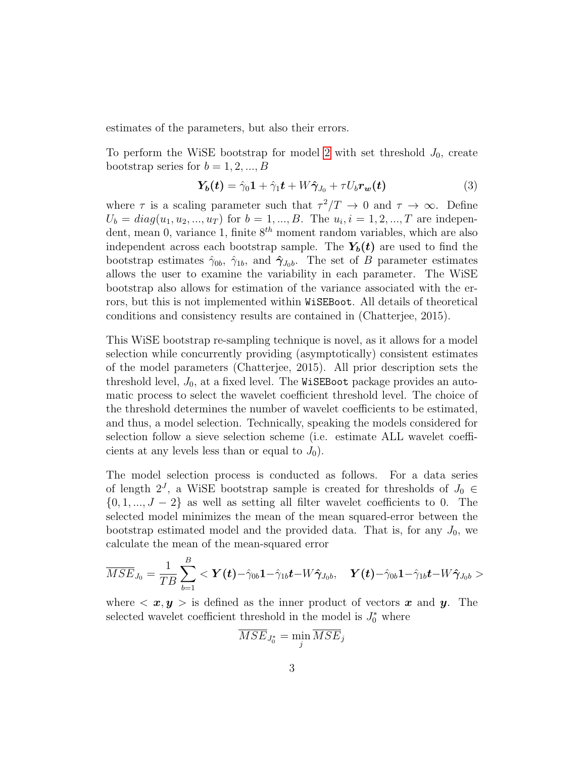estimates of the parameters, but also their errors.

To perform the WiSE bootstrap for model 2 with set threshold $J_0$, create bootstrap series for $b = 1, 2, ..., B$

$$\boldsymbol{Y_b(t)} = \hat{\gamma}_0 \mathbf{1} + \hat{\gamma}_1 \boldsymbol{t} + W\hat{\boldsymbol{\gamma}}_{J_0} + \tau U_b \boldsymbol{r_w(t)} \tag{3}$$

where $\tau$ is a scaling parameter such that $\tau^2/T \to 0$ and $\tau \to \infty$. Define $U_b = diag(u_1, u_2, ..., u_T)$ for $b = 1, ..., B$. The $u_i, i = 1, 2, ..., T$ are independent, mean 0, variance 1, finite $8^{th}$ moment random variables, which are also independent across each bootstrap sample. The $\boldsymbol{Y_b(t)}$ are used to find the bootstrap estimates $\hat{\gamma}_{0b}$, $\hat{\gamma}_{1b}$, and $\hat{\boldsymbol{\gamma}}_{J_0b}$. The set of $B$ parameter estimates allows the user to examine the variability in each parameter. The WiSE bootstrap also allows for estimation of the variance associated with the errors, but this is not implemented within `WiSEBoot`. All details of theoretical conditions and consistency results are contained in (Chatterjee, 2015).

This WiSE bootstrap re-sampling technique is novel, as it allows for a model selection while concurrently providing (asymptotically) consistent estimates of the model parameters (Chatterjee, 2015). All prior description sets the threshold level, $J_0$, at a fixed level. The `WiSEBoot` package provides an automatic process to select the wavelet coefficient threshold level. The choice of the threshold determines the number of wavelet coefficients to be estimated, and thus, a model selection. Technically, speaking the models considered for selection follow a sieve selection scheme (i.e. estimate ALL wavelet coefficients at any levels less than or equal to $J_0$).

The model selection process is conducted as follows. For a data series of length $2^J$, a WiSE bootstrap sample is created for thresholds of $J_0 \in \{0, 1, ..., J-2\}$ as well as setting all filter wavelet coefficients to 0. The selected model minimizes the mean of the mean squared-error between the bootstrap estimated model and the provided data. That is, for any $J_0$, we calculate the mean of the mean-squared error

$$\overline{MSE}_{J_0} = \frac{1}{TB}\sum_{b=1}^{B} < \boldsymbol{Y(t)} - \hat{\gamma}_{0b}\mathbf{1} - \hat{\gamma}_{1b}\boldsymbol{t} - W\hat{\boldsymbol{\gamma}}_{J_0b}, \quad \boldsymbol{Y(t)} - \hat{\gamma}_{0b}\mathbf{1} - \hat{\gamma}_{1b}\boldsymbol{t} - W\hat{\boldsymbol{\gamma}}_{J_0b} >$$

where $< \boldsymbol{x}, \boldsymbol{y} >$ is defined as the inner product of vectors $\boldsymbol{x}$ and $\boldsymbol{y}$. The selected wavelet coefficient threshold in the model is $J_0^*$ where

$$\overline{MSE}_{J_0^*} = \min_j \overline{MSE}_j$$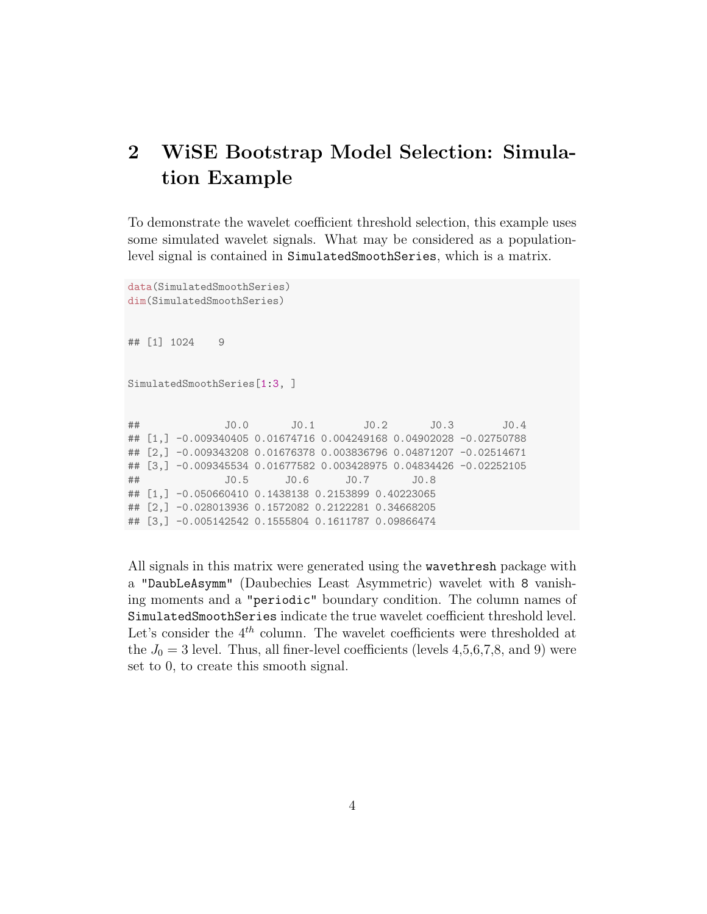# 2 WiSE Bootstrap Model Selection: Simulation Example

To demonstrate the wavelet coefficient threshold selection, this example uses some simulated wavelet signals. What may be considered as a population-level signal is contained in `SimulatedSmoothSeries`, which is a matrix.

```
data(SimulatedSmoothSeries)
dim(SimulatedSmoothSeries)
```

```
## [1] 1024    9
```

```
SimulatedSmoothSeries[1:3, ]
```

```
##             J0.0       J0.1        J0.2       J0.3        J0.4
## [1,] -0.009340405 0.01674716 0.004249168 0.04902028 -0.02750788
## [2,] -0.009343208 0.01676378 0.003836796 0.04871207 -0.02514671
## [3,] -0.009345534 0.01677582 0.003428975 0.04834426 -0.02252105
##             J0.5      J0.6      J0.7       J0.8
## [1,] -0.050660410 0.1438138 0.2153899 0.40223065
## [2,] -0.028013936 0.1572082 0.2122281 0.34668205
## [3,] -0.005142542 0.1555804 0.1611787 0.09866474
```

All signals in this matrix were generated using the `wavethresh` package with a `"DaubLeAsymm"` (Daubechies Least Asymmetric) wavelet with `8` vanishing moments and a `"periodic"` boundary condition. The column names of `SimulatedSmoothSeries` indicate the true wavelet coefficient threshold level. Let's consider the $4^{th}$ column. The wavelet coefficients were thresholded at the $J_0 = 3$ level. Thus, all finer-level coefficients (levels 4,5,6,7,8, and 9) were set to 0, to create this smooth signal.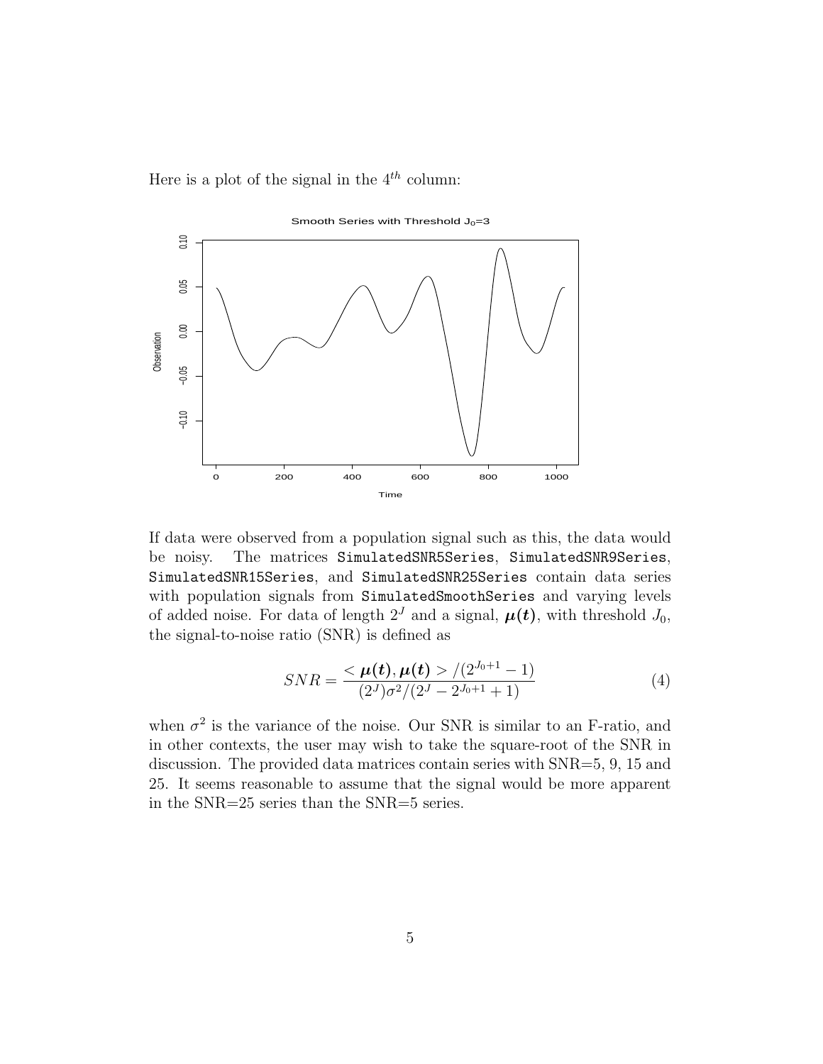Here is a plot of the signal in the $4^{th}$ column:

If data were observed from a population signal such as this, the data would be noisy. The matrices SimulatedSNR5Series, SimulatedSNR9Series, SimulatedSNR15Series, and SimulatedSNR25Series contain data series with population signals from SimulatedSmoothSeries and varying levels of added noise. For data of length $2^J$ and a signal, $\boldsymbol{\mu(t)}$, with threshold $J_0$, the signal-to-noise ratio (SNR) is defined as

$$SNR = \frac{<\boldsymbol{\mu(t)}, \boldsymbol{\mu(t)}> /(2^{J_0+1} - 1)}{(2^J)\sigma^2/(2^J - 2^{J_0+1} + 1)} \tag{4}$$

when $\sigma^2$ is the variance of the noise. Our SNR is similar to an F-ratio, and in other contexts, the user may wish to take the square-root of the SNR in discussion. The provided data matrices contain series with SNR=5, 9, 15 and 25. It seems reasonable to assume that the signal would be more apparent in the SNR=25 series than the SNR=5 series.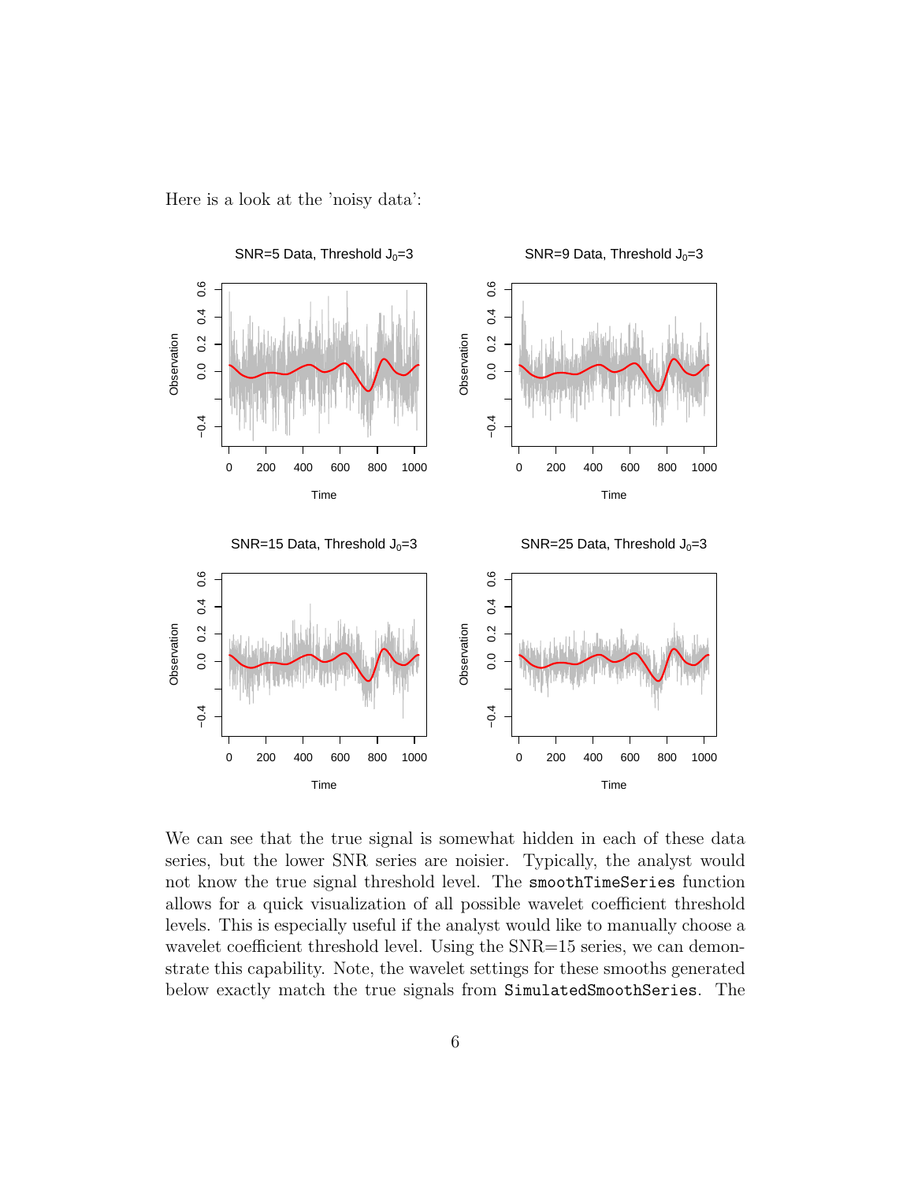Here is a look at the 'noisy data':

We can see that the true signal is somewhat hidden in each of these data series, but the lower SNR series are noisier. Typically, the analyst would not know the true signal threshold level. The `smoothTimeSeries` function allows for a quick visualization of all possible wavelet coefficient threshold levels. This is especially useful if the analyst would like to manually choose a wavelet coefficient threshold level. Using the SNR=15 series, we can demonstrate this capability. Note, the wavelet settings for these smooths generated below exactly match the true signals from `SimulatedSmoothSeries`. The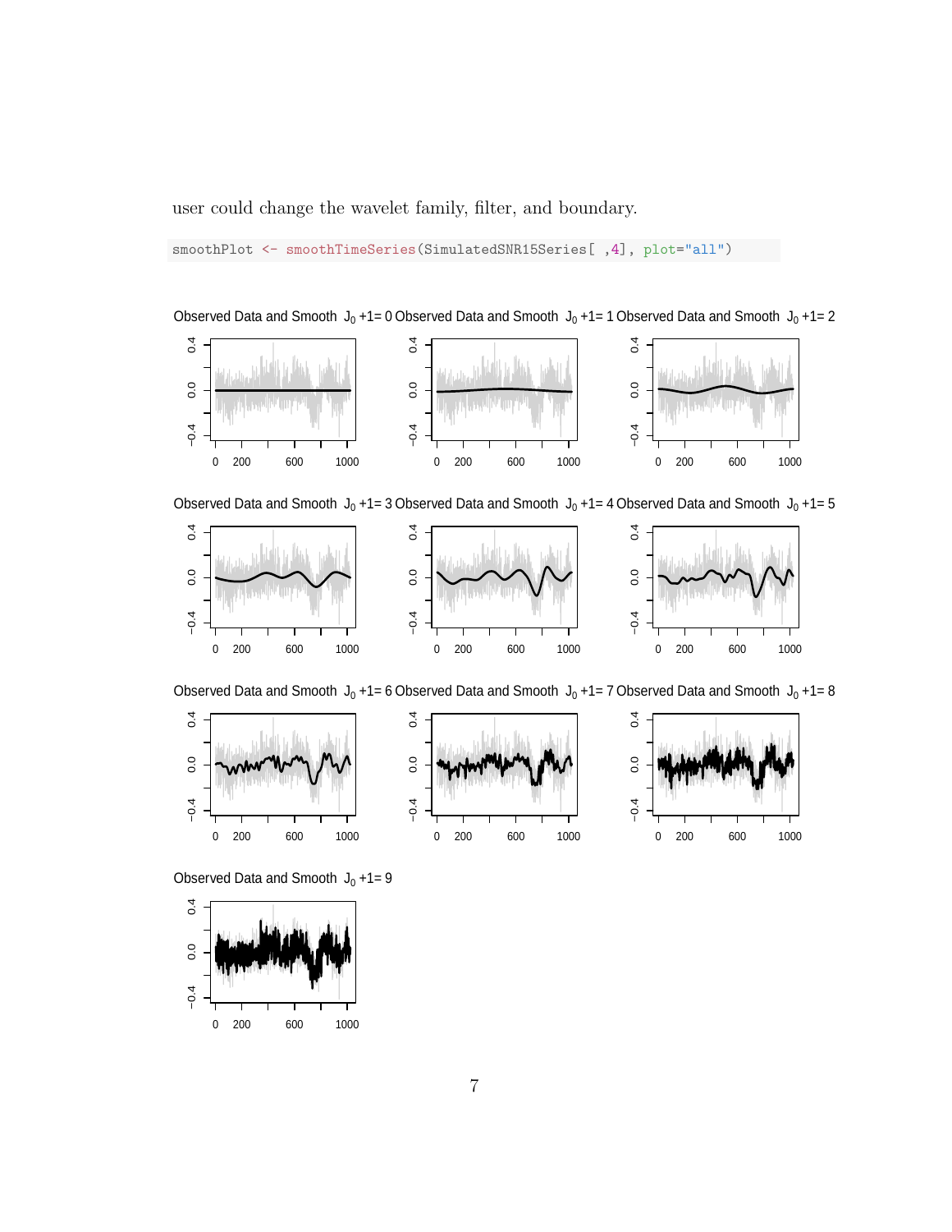user could change the wavelet family, filter, and boundary.

```
smoothPlot <- smoothTimeSeries(SimulatedSNR15Series[ ,4], plot="all")
```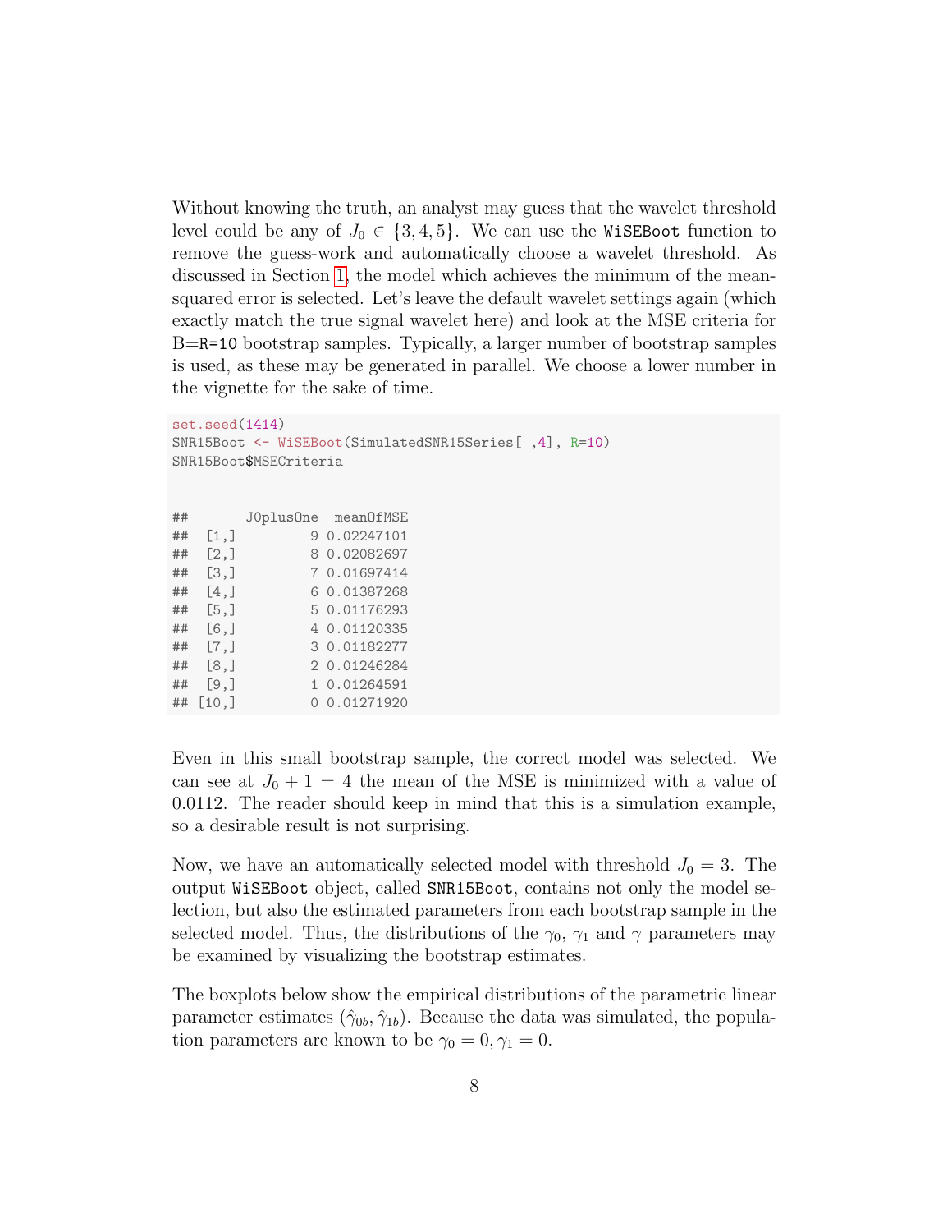Without knowing the truth, an analyst may guess that the wavelet threshold level could be any of $J_0 \in \{3, 4, 5\}$. We can use the `WiSEBoot` function to remove the guess-work and automatically choose a wavelet threshold. As discussed in Section 1, the model which achieves the minimum of the mean-squared error is selected. Let's leave the default wavelet settings again (which exactly match the true signal wavelet here) and look at the MSE criteria for B=`R=10` bootstrap samples. Typically, a larger number of bootstrap samples is used, as these may be generated in parallel. We choose a lower number in the vignette for the sake of time.

```
set.seed(1414)
SNR15Boot <- WiSEBoot(SimulatedSNR15Series[ ,4], R=10)
SNR15Boot$MSECriteria
```

```
##       J0plusOne  meanOfMSE
##  [1,]         9 0.02247101
##  [2,]         8 0.02082697
##  [3,]         7 0.01697414
##  [4,]         6 0.01387268
##  [5,]         5 0.01176293
##  [6,]         4 0.01120335
##  [7,]         3 0.01182277
##  [8,]         2 0.01246284
##  [9,]         1 0.01264591
## [10,]         0 0.01271920
```

Even in this small bootstrap sample, the correct model was selected. We can see at $J_0 + 1 = 4$ the mean of the MSE is minimized with a value of 0.0112. The reader should keep in mind that this is a simulation example, so a desirable result is not surprising.

Now, we have an automatically selected model with threshold $J_0 = 3$. The output `WiSEBoot` object, called `SNR15Boot`, contains not only the model selection, but also the estimated parameters from each bootstrap sample in the selected model. Thus, the distributions of the $\gamma_0$, $\gamma_1$ and $\gamma$ parameters may be examined by visualizing the bootstrap estimates.

The boxplots below show the empirical distributions of the parametric linear parameter estimates $(\hat{\gamma}_{0b}, \hat{\gamma}_{1b})$. Because the data was simulated, the population parameters are known to be $\gamma_0 = 0, \gamma_1 = 0$.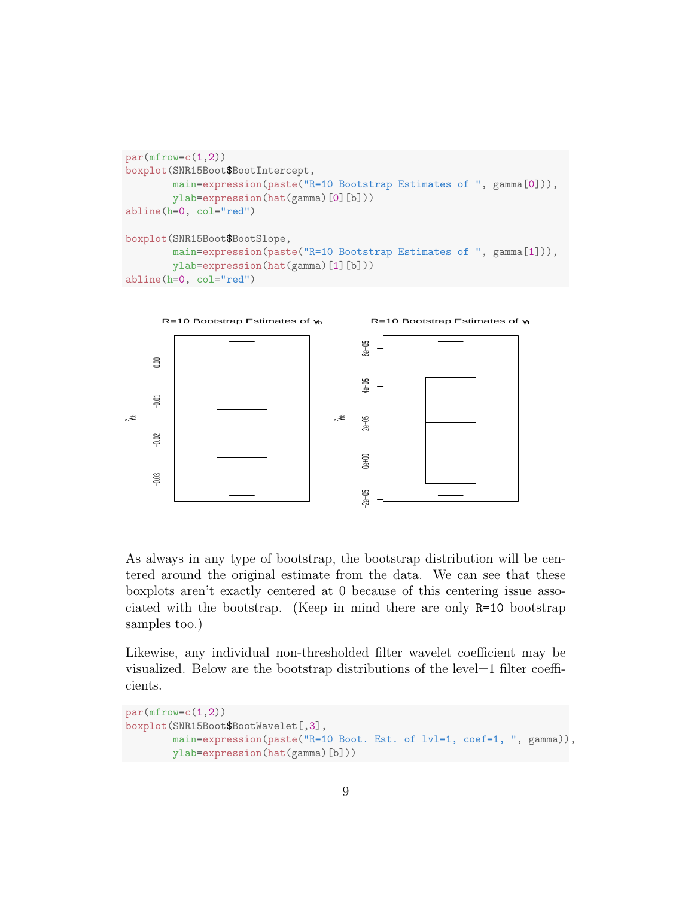```r
par(mfrow=c(1,2))
boxplot(SNR15Boot$BootIntercept,
        main=expression(paste("R=10 Bootstrap Estimates of ", gamma[0])),
        ylab=expression(hat(gamma)[0][b]))
abline(h=0, col="red")

boxplot(SNR15Boot$BootSlope,
        main=expression(paste("R=10 Bootstrap Estimates of ", gamma[1])),
        ylab=expression(hat(gamma)[1][b]))
abline(h=0, col="red")
```

As always in any type of bootstrap, the bootstrap distribution will be centered around the original estimate from the data. We can see that these boxplots aren't exactly centered at 0 because of this centering issue associated with the bootstrap. (Keep in mind there are only `R=10` bootstrap samples too.)

Likewise, any individual non-thresholded filter wavelet coefficient may be visualized. Below are the bootstrap distributions of the level=1 filter coefficients.

```r
par(mfrow=c(1,2))
boxplot(SNR15Boot$BootWavelet[,3],
        main=expression(paste("R=10 Boot. Est. of lvl=1, coef=1, ", gamma)),
        ylab=expression(hat(gamma)[b]))
```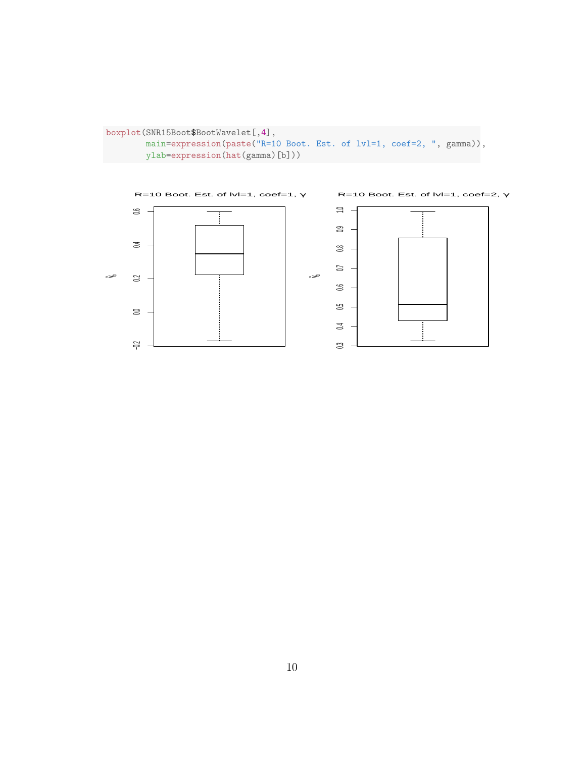```
boxplot(SNR15Boot$BootWavelet[,4],
        main=expression(paste("R=10 Boot. Est. of lvl=1, coef=2, ", gamma)),
        ylab=expression(hat(gamma)[b]))
```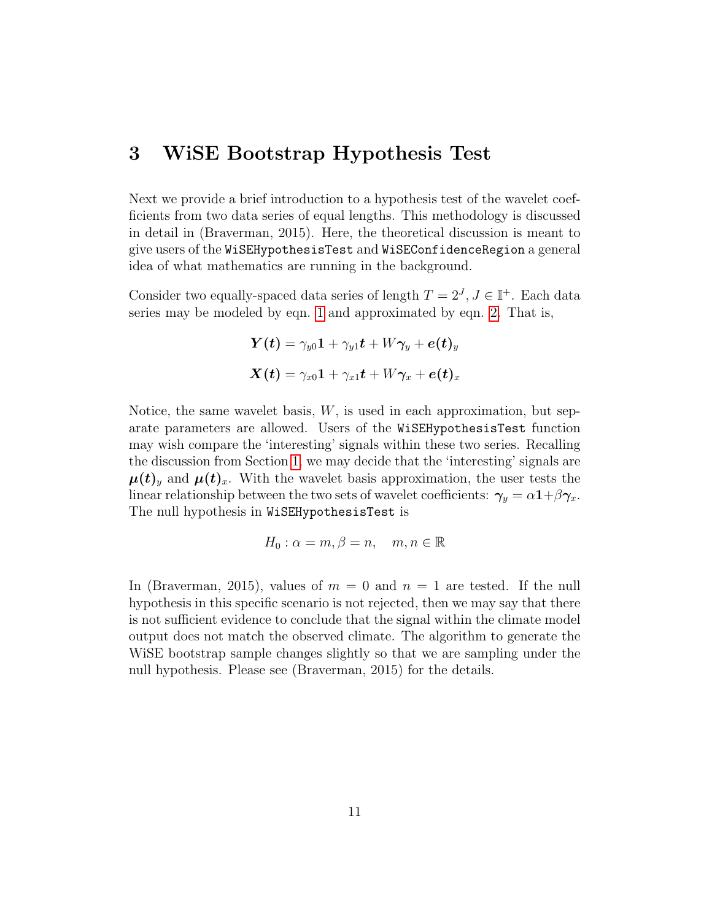# 3 WiSE Bootstrap Hypothesis Test

Next we provide a brief introduction to a hypothesis test of the wavelet coefficients from two data series of equal lengths. This methodology is discussed in detail in (Braverman, 2015). Here, the theoretical discussion is meant to give users of the `WiSEHypothesisTest` and `WiSEConfidenceRegion` a general idea of what mathematics are running in the background.

Consider two equally-spaced data series of length $T = 2^J, J \in \mathbb{I}^+$. Each data series may be modeled by eqn. 1 and approximated by eqn. 2. That is,

$$\boldsymbol{Y(t)} = \gamma_{y0}\mathbf{1} + \gamma_{y1}\boldsymbol{t} + W\boldsymbol{\gamma}_y + \boldsymbol{e(t)}_y$$

$$\boldsymbol{X(t)} = \gamma_{x0}\mathbf{1} + \gamma_{x1}\boldsymbol{t} + W\boldsymbol{\gamma}_x + \boldsymbol{e(t)}_x$$

Notice, the same wavelet basis, $W$, is used in each approximation, but separate parameters are allowed. Users of the `WiSEHypothesisTest` function may wish compare the 'interesting' signals within these two series. Recalling the discussion from Section 1, we may decide that the 'interesting' signals are $\boldsymbol{\mu(t)}_y$ and $\boldsymbol{\mu(t)}_x$. With the wavelet basis approximation, the user tests the linear relationship between the two sets of wavelet coefficients: $\boldsymbol{\gamma}_y = \alpha\mathbf{1} + \beta\boldsymbol{\gamma}_x$. The null hypothesis in `WiSEHypothesisTest` is

$$H_0 : \alpha = m, \beta = n, \quad m, n \in \mathbb{R}$$

In (Braverman, 2015), values of $m = 0$ and $n = 1$ are tested. If the null hypothesis in this specific scenario is not rejected, then we may say that there is not sufficient evidence to conclude that the signal within the climate model output does not match the observed climate. The algorithm to generate the WiSE bootstrap sample changes slightly so that we are sampling under the null hypothesis. Please see (Braverman, 2015) for the details.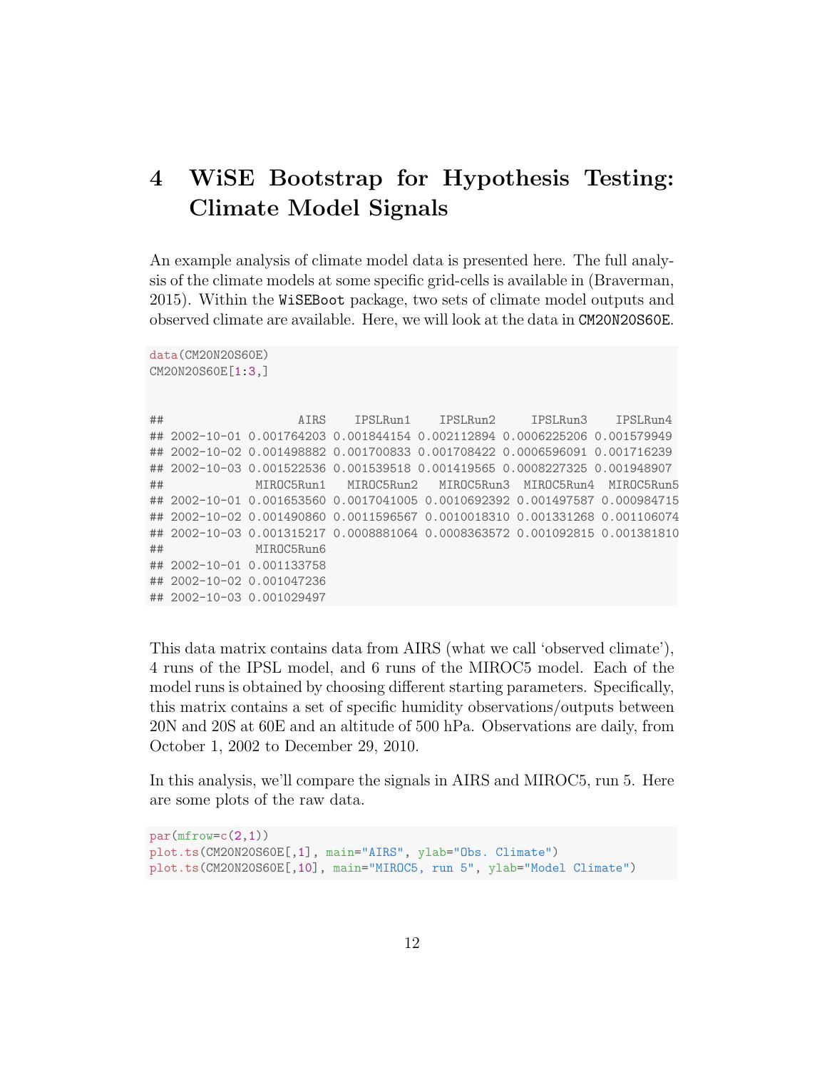# 4 WiSE Bootstrap for Hypothesis Testing: Climate Model Signals

An example analysis of climate model data is presented here. The full analysis of the climate models at some specific grid-cells is available in (Braverman, 2015). Within the `WiSEBoot` package, two sets of climate model outputs and observed climate are available. Here, we will look at the data in `CM20N20S60E`.

```
data(CM20N20S60E)
CM20N20S60E[1:3,]


##                   AIRS    IPSLRun1    IPSLRun2     IPSLRun3    IPSLRun4
## 2002-10-01 0.001764203 0.001844154 0.002112894 0.0006225206 0.001579949
## 2002-10-02 0.001498882 0.001700833 0.001708422 0.0006596091 0.001716239
## 2002-10-03 0.001522536 0.001539518 0.001419565 0.0008227325 0.001948907
##             MIROC5Run1   MIROC5Run2   MIROC5Run3  MIROC5Run4  MIROC5Run5
## 2002-10-01 0.001653560 0.0017041005 0.0010692392 0.001497587 0.000984715
## 2002-10-02 0.001490860 0.0011596567 0.0010018310 0.001331268 0.001106074
## 2002-10-03 0.001315217 0.0008881064 0.0008363572 0.001092815 0.001381810
##             MIROC5Run6
## 2002-10-01 0.001133758
## 2002-10-02 0.001047236
## 2002-10-03 0.001029497
```

This data matrix contains data from AIRS (what we call 'observed climate'), 4 runs of the IPSL model, and 6 runs of the MIROC5 model. Each of the model runs is obtained by choosing different starting parameters. Specifically, this matrix contains a set of specific humidity observations/outputs between 20N and 20S at 60E and an altitude of 500 hPa. Observations are daily, from October 1, 2002 to December 29, 2010.

In this analysis, we'll compare the signals in AIRS and MIROC5, run 5. Here are some plots of the raw data.

```
par(mfrow=c(2,1))
plot.ts(CM20N20S60E[,1], main="AIRS", ylab="Obs. Climate")
plot.ts(CM20N20S60E[,10], main="MIROC5, run 5", ylab="Model Climate")
```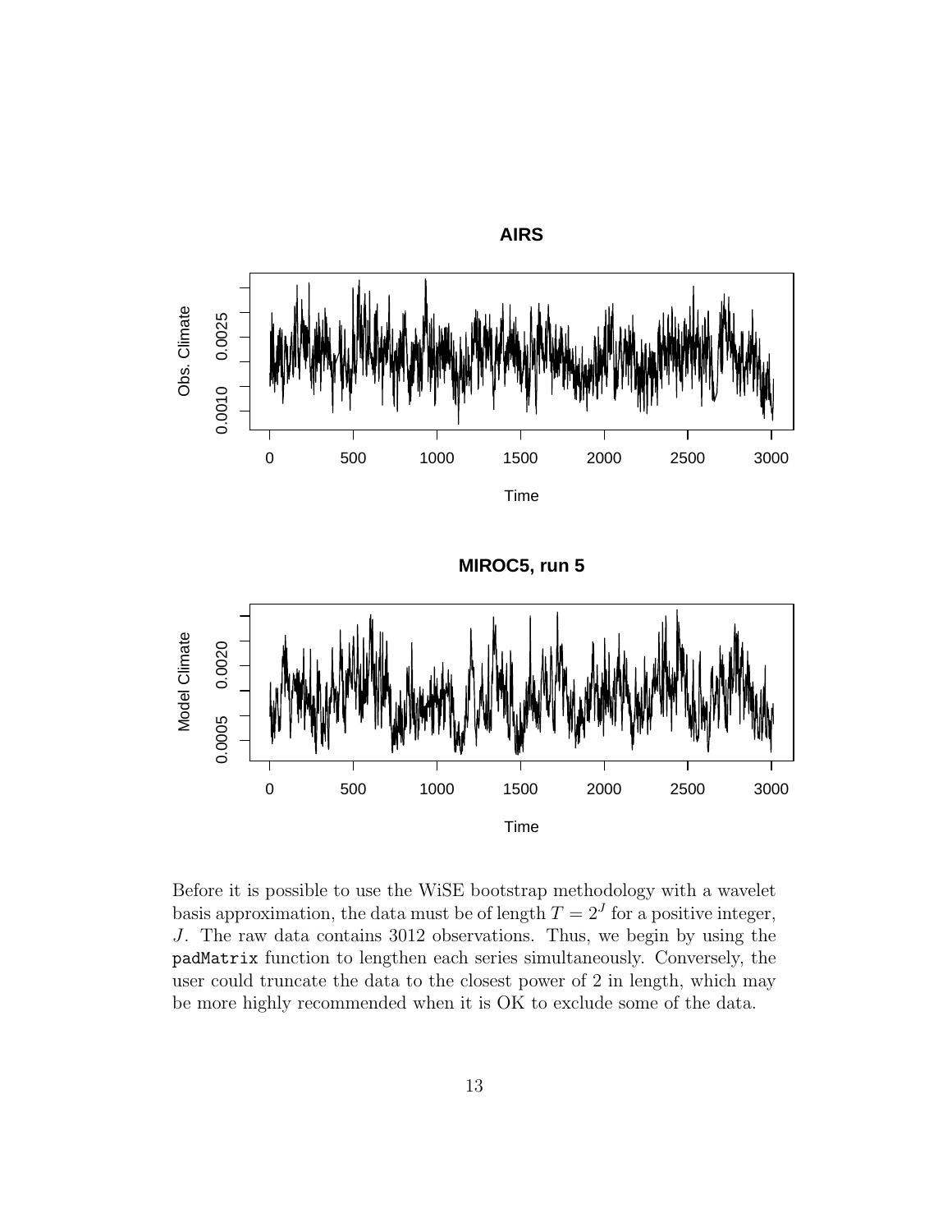Before it is possible to use the WiSE bootstrap methodology with a wavelet basis approximation, the data must be of length $T = 2^J$ for a positive integer, $J$. The raw data contains 3012 observations. Thus, we begin by using the `padMatrix` function to lengthen each series simultaneously. Conversely, the user could truncate the data to the closest power of 2 in length, which may be more highly recommended when it is OK to exclude some of the data.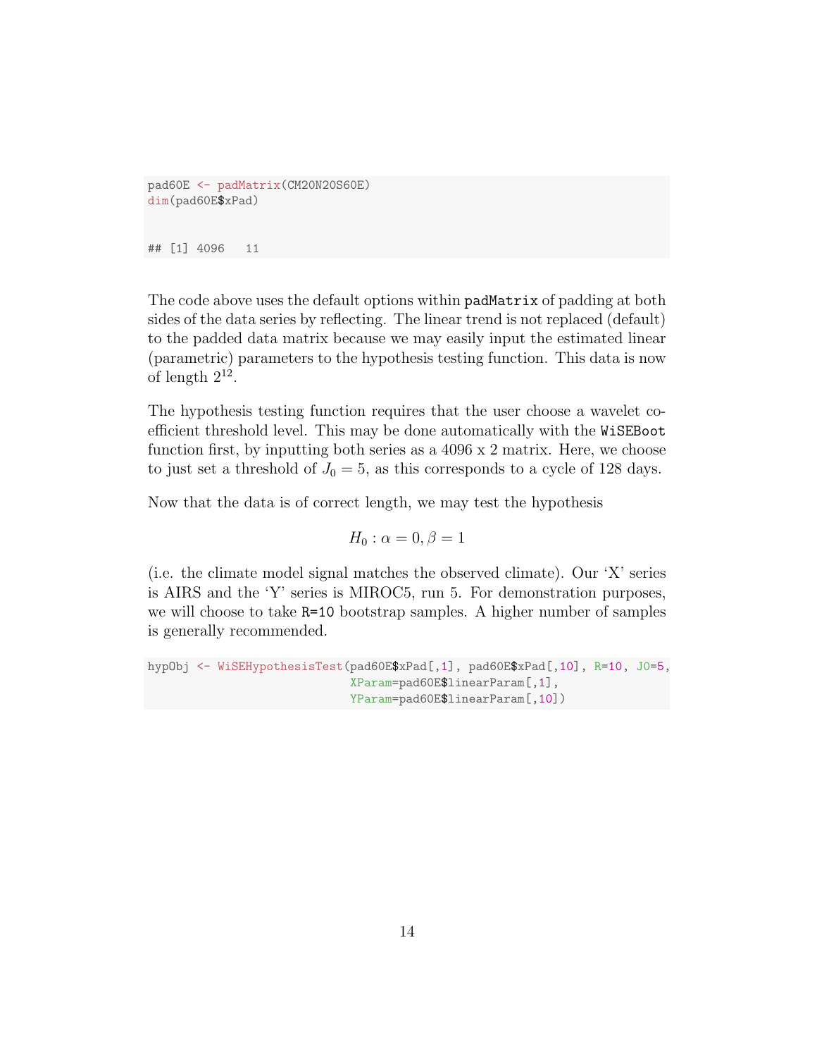```
pad60E <- padMatrix(CM20N20S60E)
dim(pad60E$xPad)

## [1] 4096   11
```

The code above uses the default options within `padMatrix` of padding at both sides of the data series by reflecting. The linear trend is not replaced (default) to the padded data matrix because we may easily input the estimated linear (parametric) parameters to the hypothesis testing function. This data is now of length $2^{12}$.

The hypothesis testing function requires that the user choose a wavelet coefficient threshold level. This may be done automatically with the `WiSEBoot` function first, by inputting both series as a 4096 x 2 matrix. Here, we choose to just set a threshold of $J_0 = 5$, as this corresponds to a cycle of 128 days.

Now that the data is of correct length, we may test the hypothesis

$$H_0 : \alpha = 0, \beta = 1$$

(i.e. the climate model signal matches the observed climate). Our 'X' series is AIRS and the 'Y' series is MIROC5, run 5. For demonstration purposes, we will choose to take `R=10` bootstrap samples. A higher number of samples is generally recommended.

```
hypObj <- WiSEHypothesisTest(pad60E$xPad[,1], pad60E$xPad[,10], R=10, J0=5,
                             XParam=pad60E$linearParam[,1],
                             YParam=pad60E$linearParam[,10])
```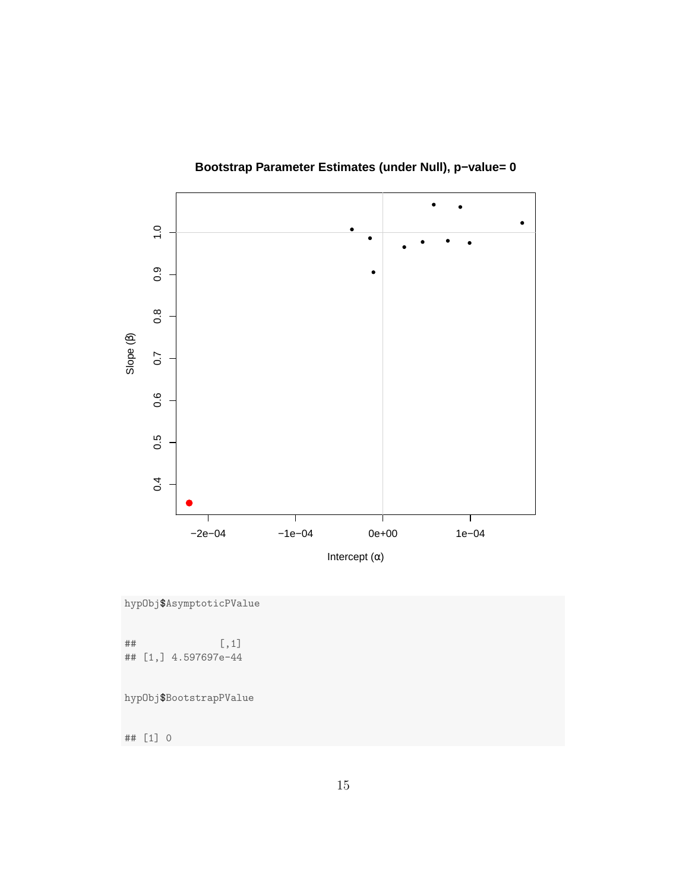```
hypObj$AsymptoticPValue
```

```
##              [,1]
## [1,] 4.597697e-44
```

```
hypObj$BootstrapPValue
```

```
## [1] 0
```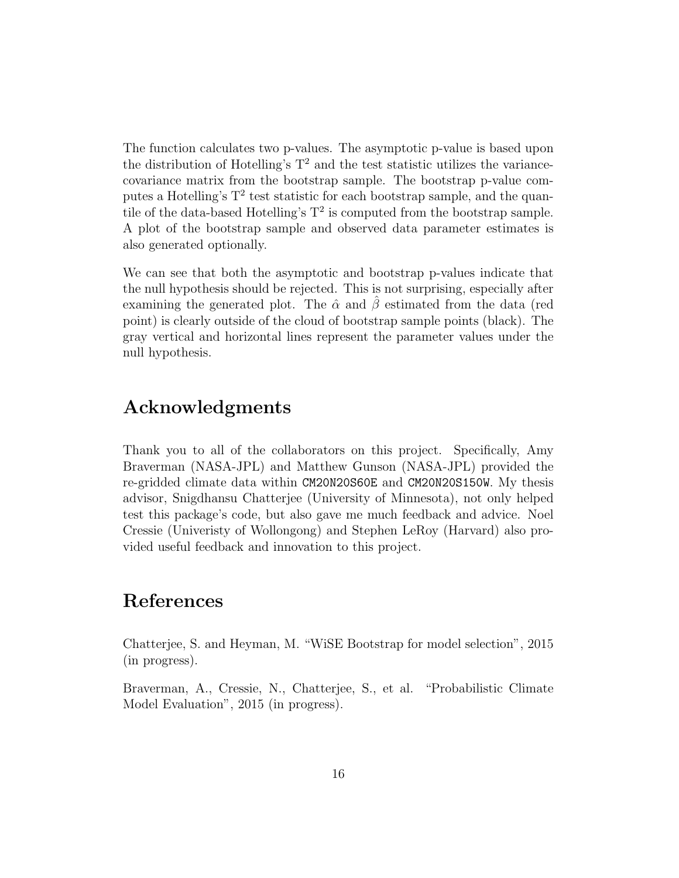The function calculates two p-values. The asymptotic p-value is based upon the distribution of Hotelling's $T^2$ and the test statistic utilizes the variance-covariance matrix from the bootstrap sample. The bootstrap p-value computes a Hotelling's $T^2$ test statistic for each bootstrap sample, and the quantile of the data-based Hotelling's $T^2$ is computed from the bootstrap sample. A plot of the bootstrap sample and observed data parameter estimates is also generated optionally.

We can see that both the asymptotic and bootstrap p-values indicate that the null hypothesis should be rejected. This is not surprising, especially after examining the generated plot. The $\hat{\alpha}$ and $\hat{\beta}$ estimated from the data (red point) is clearly outside of the cloud of bootstrap sample points (black). The gray vertical and horizontal lines represent the parameter values under the null hypothesis.

## Acknowledgments

Thank you to all of the collaborators on this project. Specifically, Amy Braverman (NASA-JPL) and Matthew Gunson (NASA-JPL) provided the re-gridded climate data within `CM20N20S60E` and `CM20N20S150W`. My thesis advisor, Snigdhansu Chatterjee (University of Minnesota), not only helped test this package's code, but also gave me much feedback and advice. Noel Cressie (Univeristy of Wollongong) and Stephen LeRoy (Harvard) also provided useful feedback and innovation to this project.

## References

Chatterjee, S. and Heyman, M. "WiSE Bootstrap for model selection", 2015 (in progress).

Braverman, A., Cressie, N., Chatterjee, S., et al. "Probabilistic Climate Model Evaluation", 2015 (in progress).